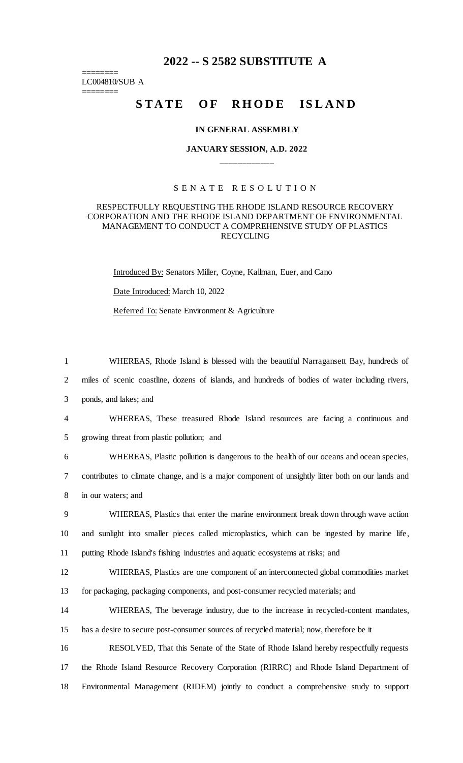# 2022 -- S 2582 SUBSTITUTE A

========
LC004810/SUB A
========

## STATE OF RHODE ISLAND

### IN GENERAL ASSEMBLY

### JANUARY SESSION, A.D. 2022

### SENATE RESOLUTION

RESPECTFULLY REQUESTING THE RHODE ISLAND RESOURCE RECOVERY CORPORATION AND THE RHODE ISLAND DEPARTMENT OF ENVIRONMENTAL MANAGEMENT TO CONDUCT A COMPREHENSIVE STUDY OF PLASTICS RECYCLING

Introduced By: Senators Miller, Coyne, Kallman, Euer, and Cano

Date Introduced: March 10, 2022

Referred To: Senate Environment & Agriculture

1 WHEREAS, Rhode Island is blessed with the beautiful Narragansett Bay, hundreds of
2 miles of scenic coastline, dozens of islands, and hundreds of bodies of water including rivers,
3 ponds, and lakes; and
4 WHEREAS, These treasured Rhode Island resources are facing a continuous and
5 growing threat from plastic pollution; and
6 WHEREAS, Plastic pollution is dangerous to the health of our oceans and ocean species,
7 contributes to climate change, and is a major component of unsightly litter both on our lands and
8 in our waters; and
9 WHEREAS, Plastics that enter the marine environment break down through wave action
10 and sunlight into smaller pieces called microplastics, which can be ingested by marine life,
11 putting Rhode Island's fishing industries and aquatic ecosystems at risks; and
12 WHEREAS, Plastics are one component of an interconnected global commodities market
13 for packaging, packaging components, and post-consumer recycled materials; and
14 WHEREAS, The beverage industry, due to the increase in recycled-content mandates,
15 has a desire to secure post-consumer sources of recycled material; now, therefore be it
16 RESOLVED, That this Senate of the State of Rhode Island hereby respectfully requests
17 the Rhode Island Resource Recovery Corporation (RIRRC) and Rhode Island Department of
18 Environmental Management (RIDEM) jointly to conduct a comprehensive study to support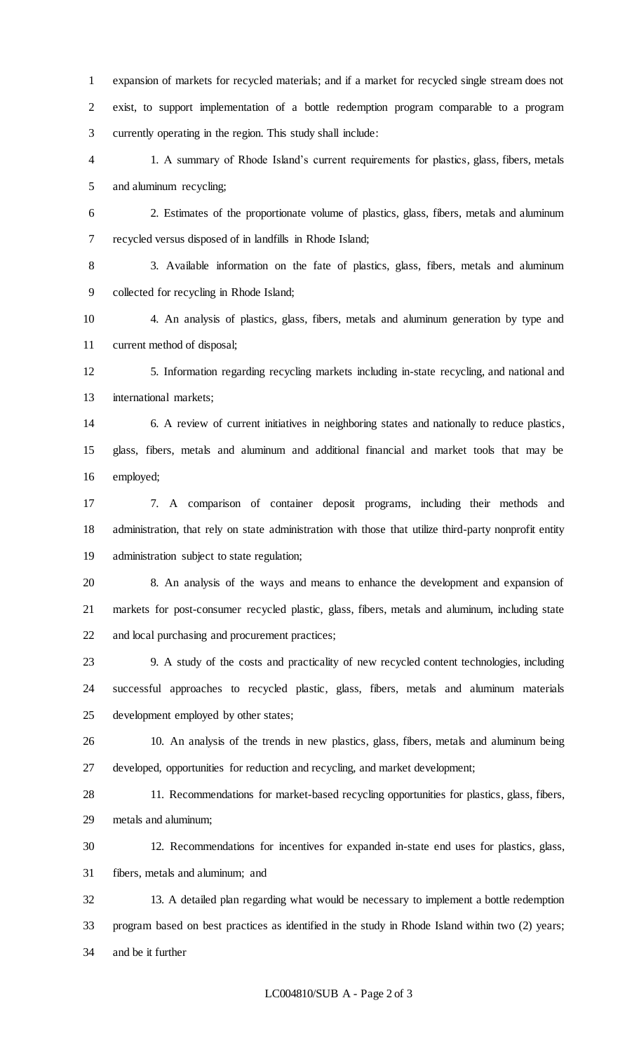expansion of markets for recycled materials; and if a market for recycled single stream does not exist, to support implementation of a bottle redemption program comparable to a program currently operating in the region. This study shall include:

1. A summary of Rhode Island's current requirements for plastics, glass, fibers, metals and aluminum recycling;

2. Estimates of the proportionate volume of plastics, glass, fibers, metals and aluminum recycled versus disposed of in landfills in Rhode Island;

3. Available information on the fate of plastics, glass, fibers, metals and aluminum collected for recycling in Rhode Island;

4. An analysis of plastics, glass, fibers, metals and aluminum generation by type and current method of disposal;

5. Information regarding recycling markets including in-state recycling, and national and international markets;

6. A review of current initiatives in neighboring states and nationally to reduce plastics, glass, fibers, metals and aluminum and additional financial and market tools that may be employed;

7. A comparison of container deposit programs, including their methods and administration, that rely on state administration with those that utilize third-party nonprofit entity administration subject to state regulation;

8. An analysis of the ways and means to enhance the development and expansion of markets for post-consumer recycled plastic, glass, fibers, metals and aluminum, including state and local purchasing and procurement practices;

9. A study of the costs and practicality of new recycled content technologies, including successful approaches to recycled plastic, glass, fibers, metals and aluminum materials development employed by other states;

10. An analysis of the trends in new plastics, glass, fibers, metals and aluminum being developed, opportunities for reduction and recycling, and market development;

11. Recommendations for market-based recycling opportunities for plastics, glass, fibers, metals and aluminum;

12. Recommendations for incentives for expanded in-state end uses for plastics, glass, fibers, metals and aluminum; and

13. A detailed plan regarding what would be necessary to implement a bottle redemption program based on best practices as identified in the study in Rhode Island within two (2) years; and be it further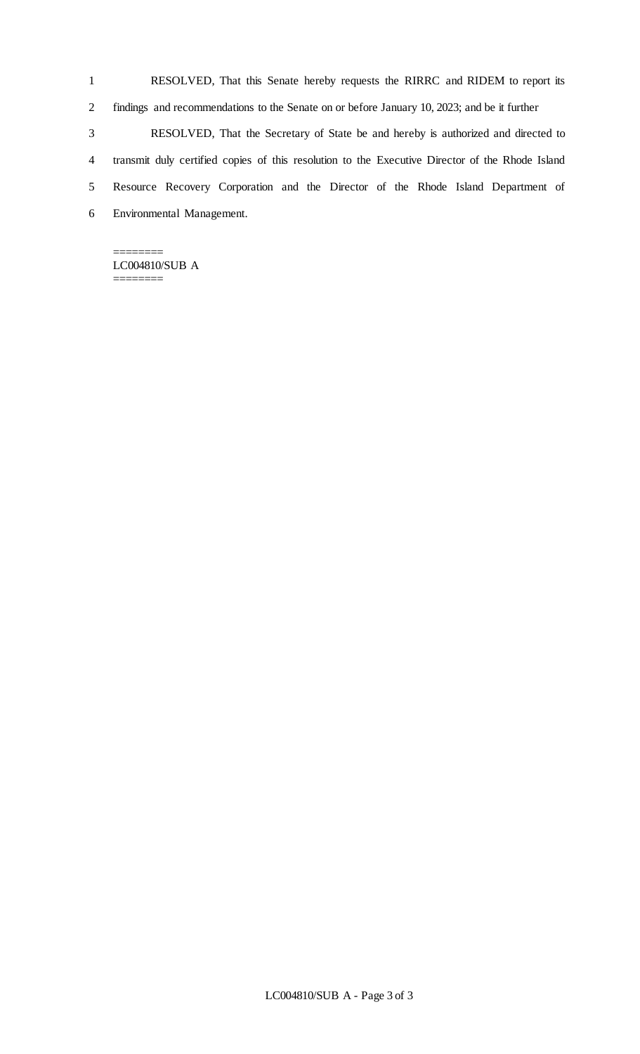RESOLVED, That this Senate hereby requests the RIRRC and RIDEM to report its findings and recommendations to the Senate on or before January 10, 2023; and be it further

RESOLVED, That the Secretary of State be and hereby is authorized and directed to transmit duly certified copies of this resolution to the Executive Director of the Rhode Island Resource Recovery Corporation and the Director of the Rhode Island Department of Environmental Management.

========
LC004810/SUB A
========